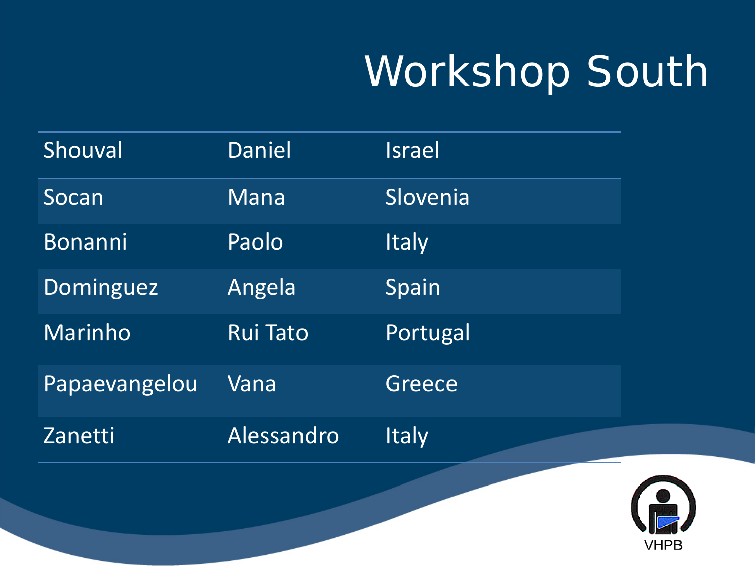# Workshop South

| | | |
|---|---|---|
| Shouval | Daniel | Israel |
| Socan | Mana | Slovenia |
| Bonanni | Paolo | Italy |
| Dominguez | Angela | Spain |
| Marinho | Rui Tato | Portugal |
| Papaevangelou | Vana | Greece |
| Zanetti | Alessandro | Italy |

VHPB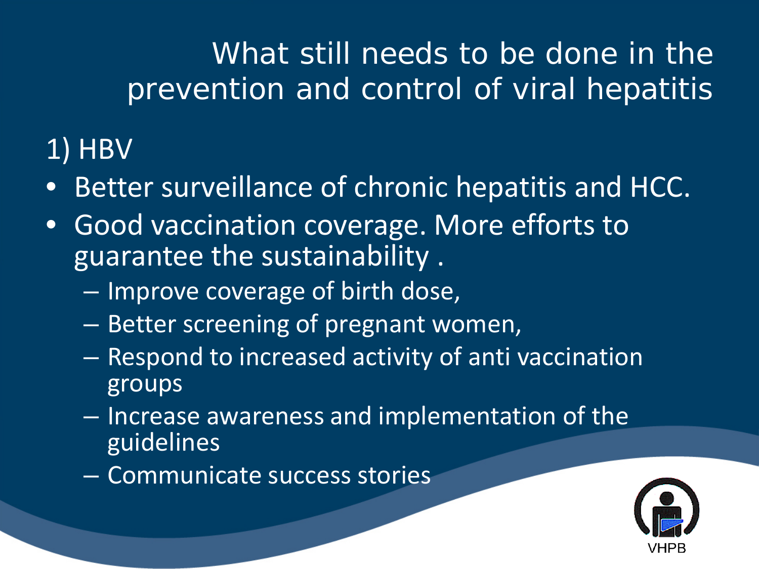# What still needs to be done in the prevention and control of viral hepatitis

## 1) HBV

- Better surveillance of chronic hepatitis and HCC.
- Good vaccination coverage. More efforts to guarantee the sustainability .
  - Improve coverage of birth dose,
  - Better screening of pregnant women,
  - Respond to increased activity of anti vaccination groups
  - Increase awareness and implementation of the guidelines
  - Communicate success stories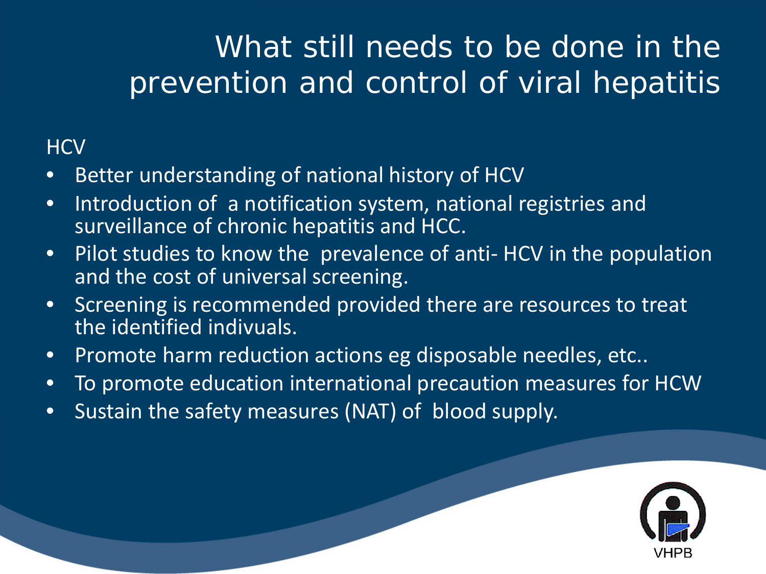# What still needs to be done in the prevention and control of viral hepatitis

HCV

- Better understanding of national history of HCV
- Introduction of a notification system, national registries and surveillance of chronic hepatitis and HCC.
- Pilot studies to know the prevalence of anti- HCV in the population and the cost of universal screening.
- Screening is recommended provided there are resources to treat the identified indivuals.
- Promote harm reduction actions eg disposable needles, etc..
- To promote education international precaution measures for HCW
- Sustain the safety measures (NAT) of blood supply.

VHPB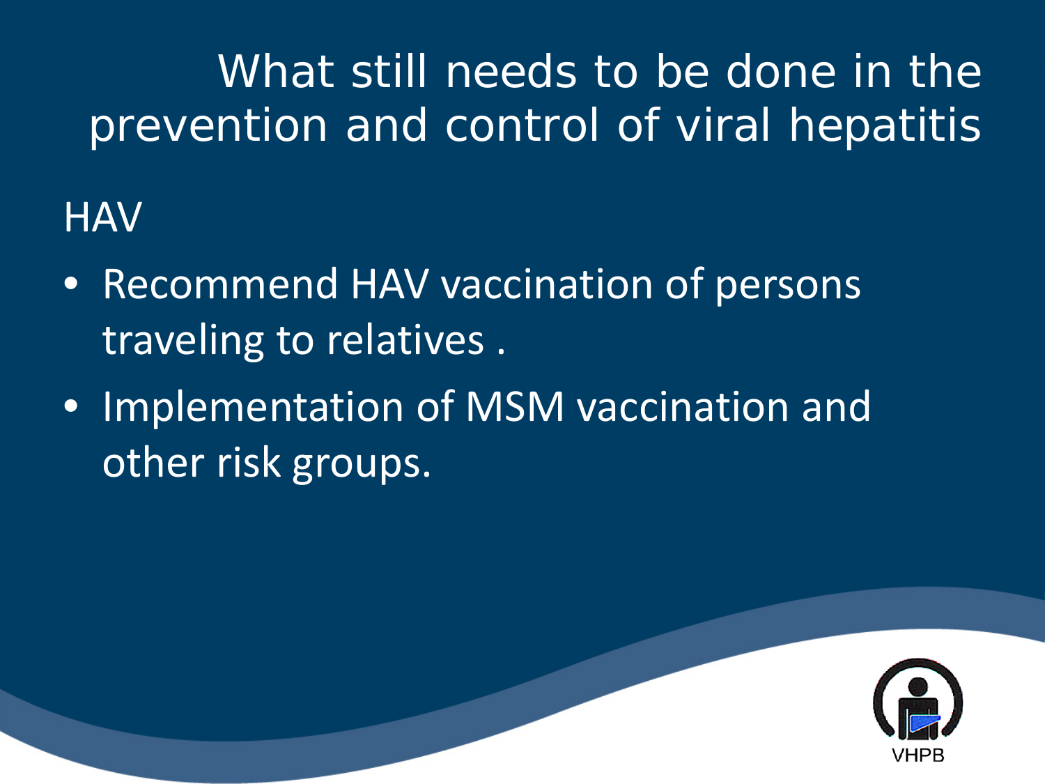# What still needs to be done in the prevention and control of viral hepatitis

## HAV

- Recommend HAV vaccination of persons traveling to relatives .
- Implementation of MSM vaccination and other risk groups.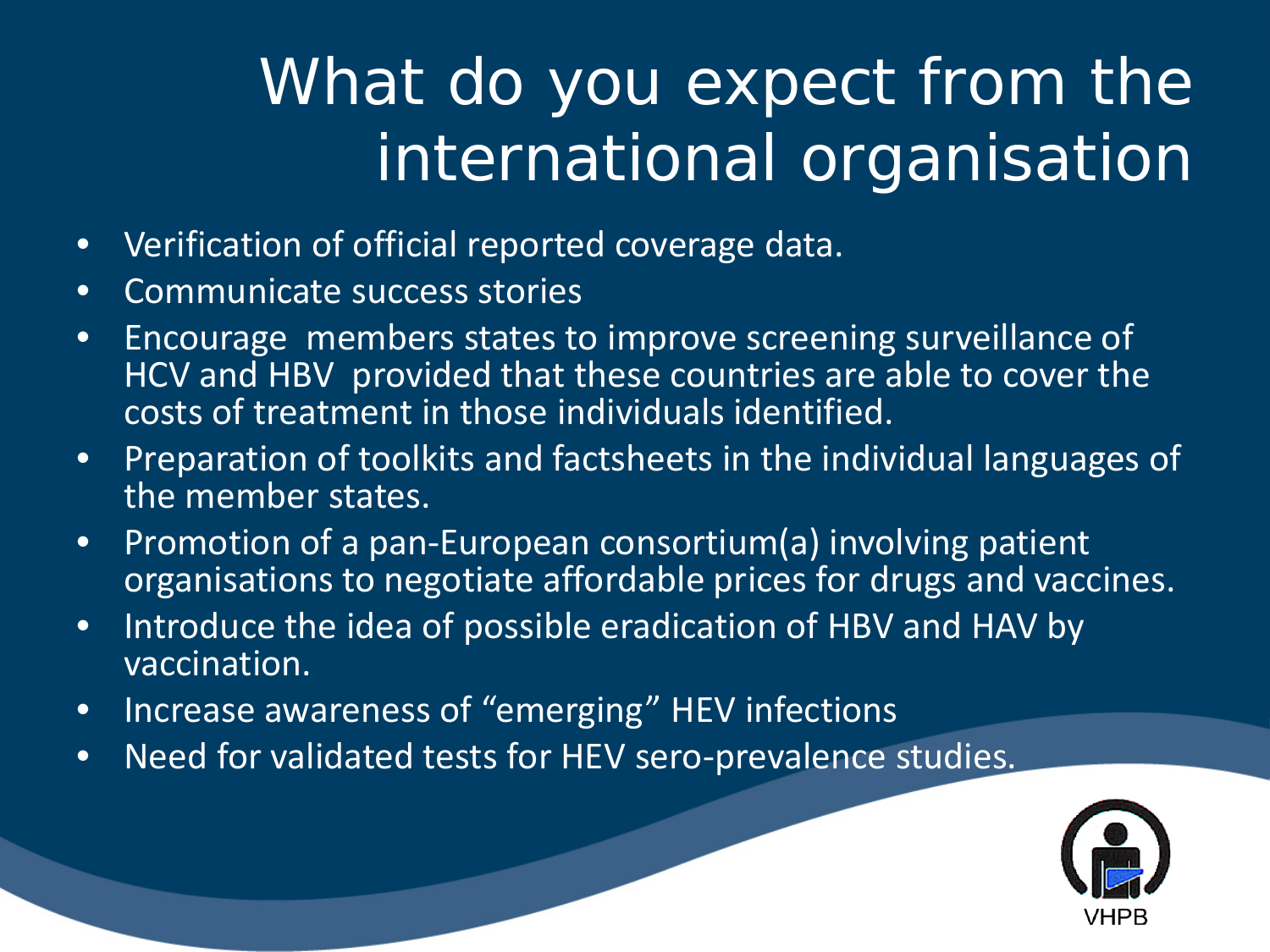# What do you expect from the international organisation

- Verification of official reported coverage data.
- Communicate success stories
- Encourage  members states to improve screening surveillance of HCV and HBV  provided that these countries are able to cover the costs of treatment in those individuals identified.
- Preparation of toolkits and factsheets in the individual languages of the member states.
- Promotion of a pan-European consortium(a) involving patient organisations to negotiate affordable prices for drugs and vaccines.
- Introduce the idea of possible eradication of HBV and HAV by vaccination.
- Increase awareness of "emerging" HEV infections
- Need for validated tests for HEV sero-prevalence studies.

VHPB